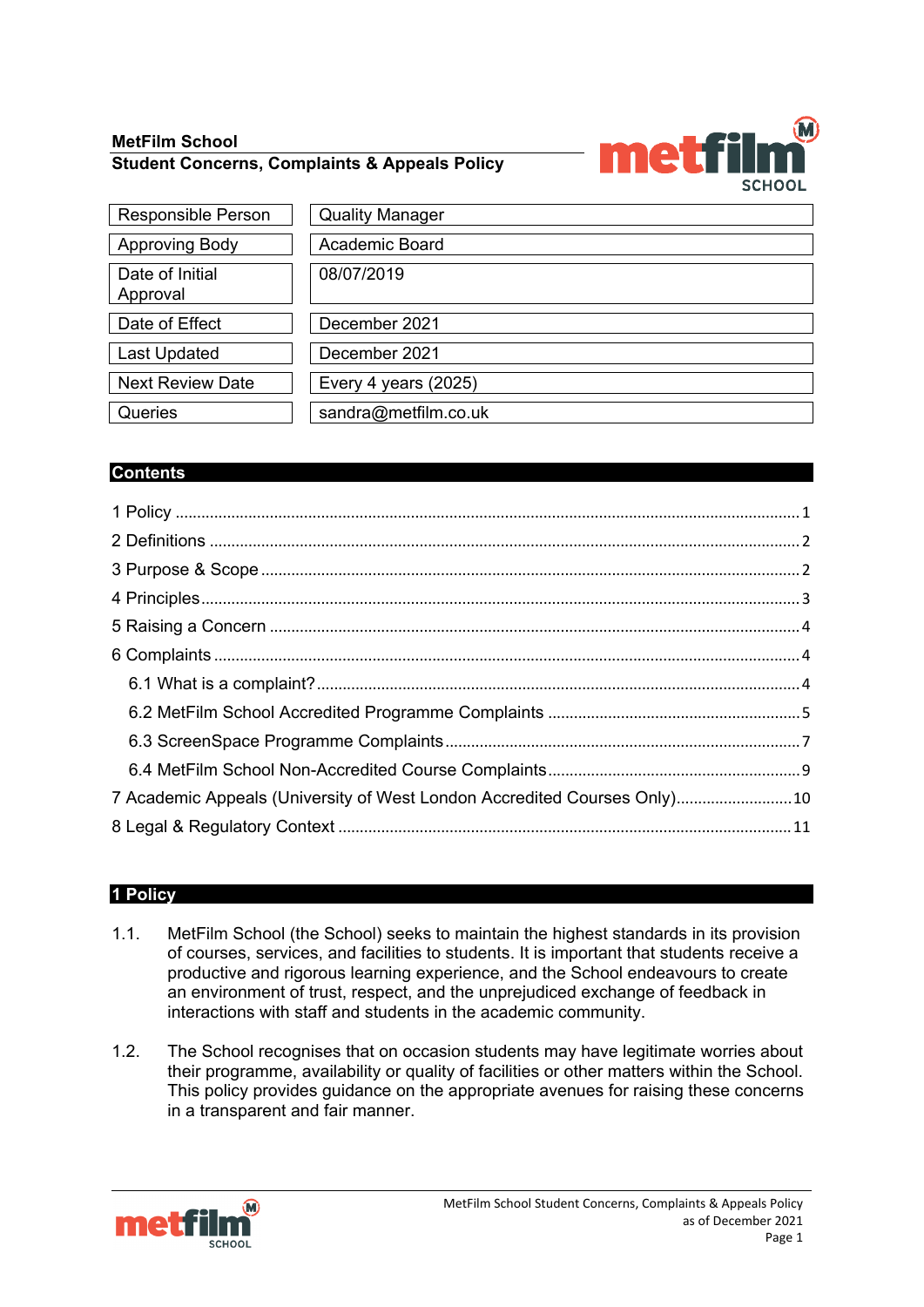**MetFilm School**
**Student Concerns, Complaints & Appeals Policy**

| | |
|---|---|
| Responsible Person | Quality Manager |
| Approving Body | Academic Board |
| Date of Initial Approval | 08/07/2019 |
| Date of Effect | December 2021 |
| Last Updated | December 2021 |
| Next Review Date | Every 4 years (2025) |
| Queries | sandra@metfilm.co.uk |

## Contents

1 Policy ... 1
2 Definitions ... 2
3 Purpose & Scope ... 2
4 Principles ... 3
5 Raising a Concern ... 4
6 Complaints ... 4
- 6.1 What is a complaint? ... 4
- 6.2 MetFilm School Accredited Programme Complaints ... 5
- 6.3 ScreenSpace Programme Complaints ... 7
- 6.4 MetFilm School Non-Accredited Course Complaints ... 9

7 Academic Appeals (University of West London Accredited Courses Only) ... 10
8 Legal & Regulatory Context ... 11

## 1 Policy

1.1. MetFilm School (the School) seeks to maintain the highest standards in its provision of courses, services, and facilities to students. It is important that students receive a productive and rigorous learning experience, and the School endeavours to create an environment of trust, respect, and the unprejudiced exchange of feedback in interactions with staff and students in the academic community.

1.2. The School recognises that on occasion students may have legitimate worries about their programme, availability or quality of facilities or other matters within the School. This policy provides guidance on the appropriate avenues for raising these concerns in a transparent and fair manner.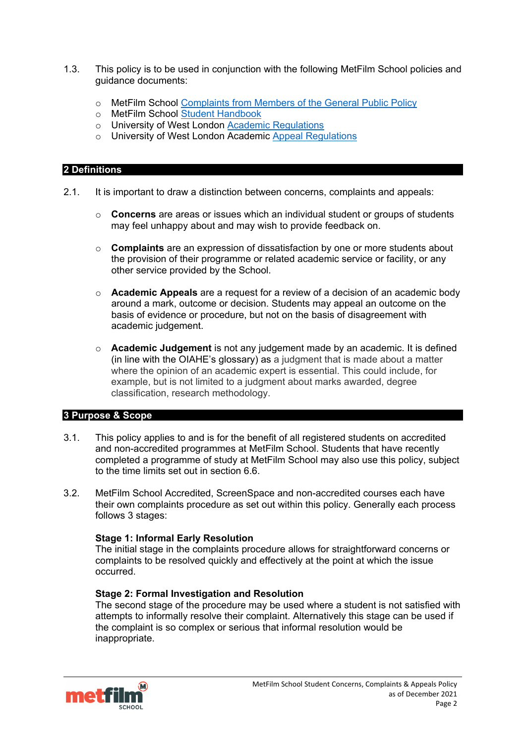1.3. This policy is to be used in conjunction with the following MetFilm School policies and guidance documents:

- MetFilm School Complaints from Members of the General Public Policy
- MetFilm School Student Handbook
- University of West London Academic Regulations
- University of West London Academic Appeal Regulations

## 2 Definitions

2.1. It is important to draw a distinction between concerns, complaints and appeals:

- **Concerns** are areas or issues which an individual student or groups of students may feel unhappy about and may wish to provide feedback on.

- **Complaints** are an expression of dissatisfaction by one or more students about the provision of their programme or related academic service or facility, or any other service provided by the School.

- **Academic Appeals** are a request for a review of a decision of an academic body around a mark, outcome or decision. Students may appeal an outcome on the basis of evidence or procedure, but not on the basis of disagreement with academic judgement.

- **Academic Judgement** is not any judgement made by an academic. It is defined (in line with the OIAHE's glossary) as a judgment that is made about a matter where the opinion of an academic expert is essential. This could include, for example, but is not limited to a judgment about marks awarded, degree classification, research methodology.

## 3 Purpose & Scope

3.1. This policy applies to and is for the benefit of all registered students on accredited and non-accredited programmes at MetFilm School. Students that have recently completed a programme of study at MetFilm School may also use this policy, subject to the time limits set out in section 6.6.

3.2. MetFilm School Accredited, ScreenSpace and non-accredited courses each have their own complaints procedure as set out within this policy. Generally each process follows 3 stages:

**Stage 1: Informal Early Resolution**
The initial stage in the complaints procedure allows for straightforward concerns or complaints to be resolved quickly and effectively at the point at which the issue occurred.

**Stage 2: Formal Investigation and Resolution**
The second stage of the procedure may be used where a student is not satisfied with attempts to informally resolve their complaint. Alternatively this stage can be used if the complaint is so complex or serious that informal resolution would be inappropriate.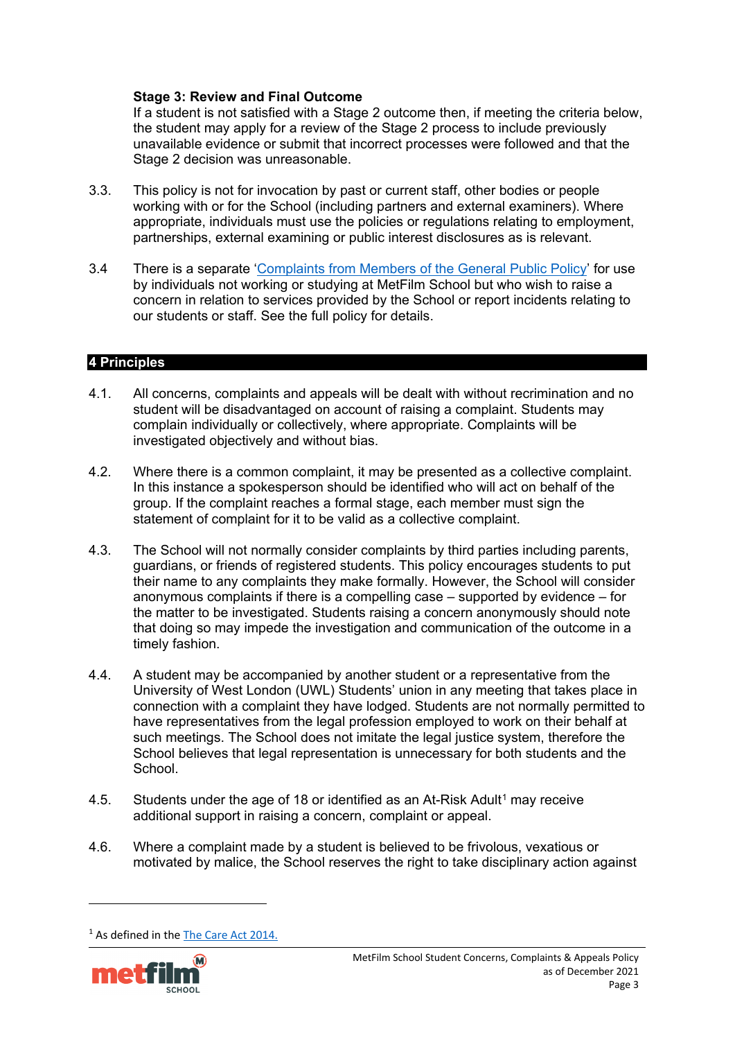**Stage 3: Review and Final Outcome**

If a student is not satisfied with a Stage 2 outcome then, if meeting the criteria below, the student may apply for a review of the Stage 2 process to include previously unavailable evidence or submit that incorrect processes were followed and that the Stage 2 decision was unreasonable.

3.3. This policy is not for invocation by past or current staff, other bodies or people working with or for the School (including partners and external examiners). Where appropriate, individuals must use the policies or regulations relating to employment, partnerships, external examining or public interest disclosures as is relevant.

3.4 There is a separate '[Complaints from Members of the General Public Policy]' for use by individuals not working or studying at MetFilm School but who wish to raise a concern in relation to services provided by the School or report incidents relating to our students or staff. See the full policy for details.

## 4 Principles

4.1. All concerns, complaints and appeals will be dealt with without recrimination and no student will be disadvantaged on account of raising a complaint. Students may complain individually or collectively, where appropriate. Complaints will be investigated objectively and without bias.

4.2. Where there is a common complaint, it may be presented as a collective complaint. In this instance a spokesperson should be identified who will act on behalf of the group. If the complaint reaches a formal stage, each member must sign the statement of complaint for it to be valid as a collective complaint.

4.3. The School will not normally consider complaints by third parties including parents, guardians, or friends of registered students. This policy encourages students to put their name to any complaints they make formally. However, the School will consider anonymous complaints if there is a compelling case – supported by evidence – for the matter to be investigated. Students raising a concern anonymously should note that doing so may impede the investigation and communication of the outcome in a timely fashion.

4.4. A student may be accompanied by another student or a representative from the University of West London (UWL) Students' union in any meeting that takes place in connection with a complaint they have lodged. Students are not normally permitted to have representatives from the legal profession employed to work on their behalf at such meetings. The School does not imitate the legal justice system, therefore the School believes that legal representation is unnecessary for both students and the School.

4.5. Students under the age of 18 or identified as an At-Risk Adult[1] may receive additional support in raising a concern, complaint or appeal.

4.6. Where a complaint made by a student is believed to be frivolous, vexatious or motivated by malice, the School reserves the right to take disciplinary action against

---

[1] As defined in the The Care Act 2014.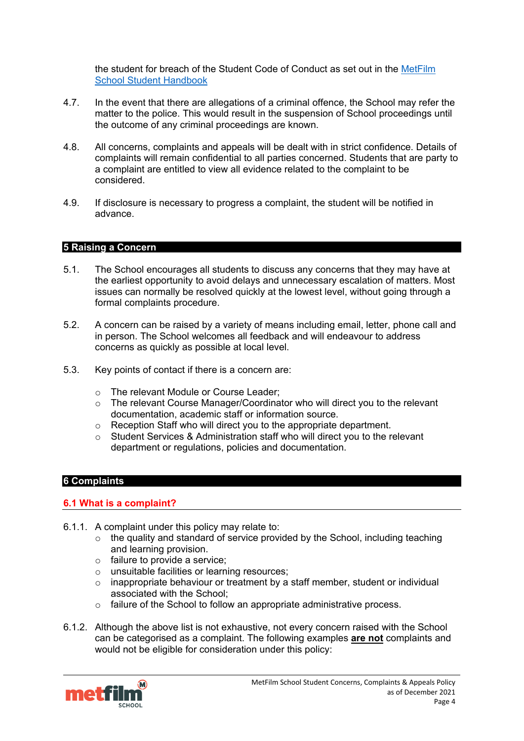the student for breach of the Student Code of Conduct as set out in the [MetFilm School Student Handbook]

4.7. In the event that there are allegations of a criminal offence, the School may refer the matter to the police. This would result in the suspension of School proceedings until the outcome of any criminal proceedings are known.

4.8. All concerns, complaints and appeals will be dealt with in strict confidence. Details of complaints will remain confidential to all parties concerned. Students that are party to a complaint are entitled to view all evidence related to the complaint to be considered.

4.9. If disclosure is necessary to progress a complaint, the student will be notified in advance.

## 5 Raising a Concern

5.1. The School encourages all students to discuss any concerns that they may have at the earliest opportunity to avoid delays and unnecessary escalation of matters. Most issues can normally be resolved quickly at the lowest level, without going through a formal complaints procedure.

5.2. A concern can be raised by a variety of means including email, letter, phone call and in person. The School welcomes all feedback and will endeavour to address concerns as quickly as possible at local level.

5.3. Key points of contact if there is a concern are:

- The relevant Module or Course Leader;
- The relevant Course Manager/Coordinator who will direct you to the relevant documentation, academic staff or information source.
- Reception Staff who will direct you to the appropriate department.
- Student Services & Administration staff who will direct you to the relevant department or regulations, policies and documentation.

## 6 Complaints

### 6.1 What is a complaint?

6.1.1. A complaint under this policy may relate to:

- the quality and standard of service provided by the School, including teaching and learning provision.
- failure to provide a service;
- unsuitable facilities or learning resources;
- inappropriate behaviour or treatment by a staff member, student or individual associated with the School;
- failure of the School to follow an appropriate administrative process.

6.1.2. Although the above list is not exhaustive, not every concern raised with the School can be categorised as a complaint. The following examples **are not** complaints and would not be eligible for consideration under this policy: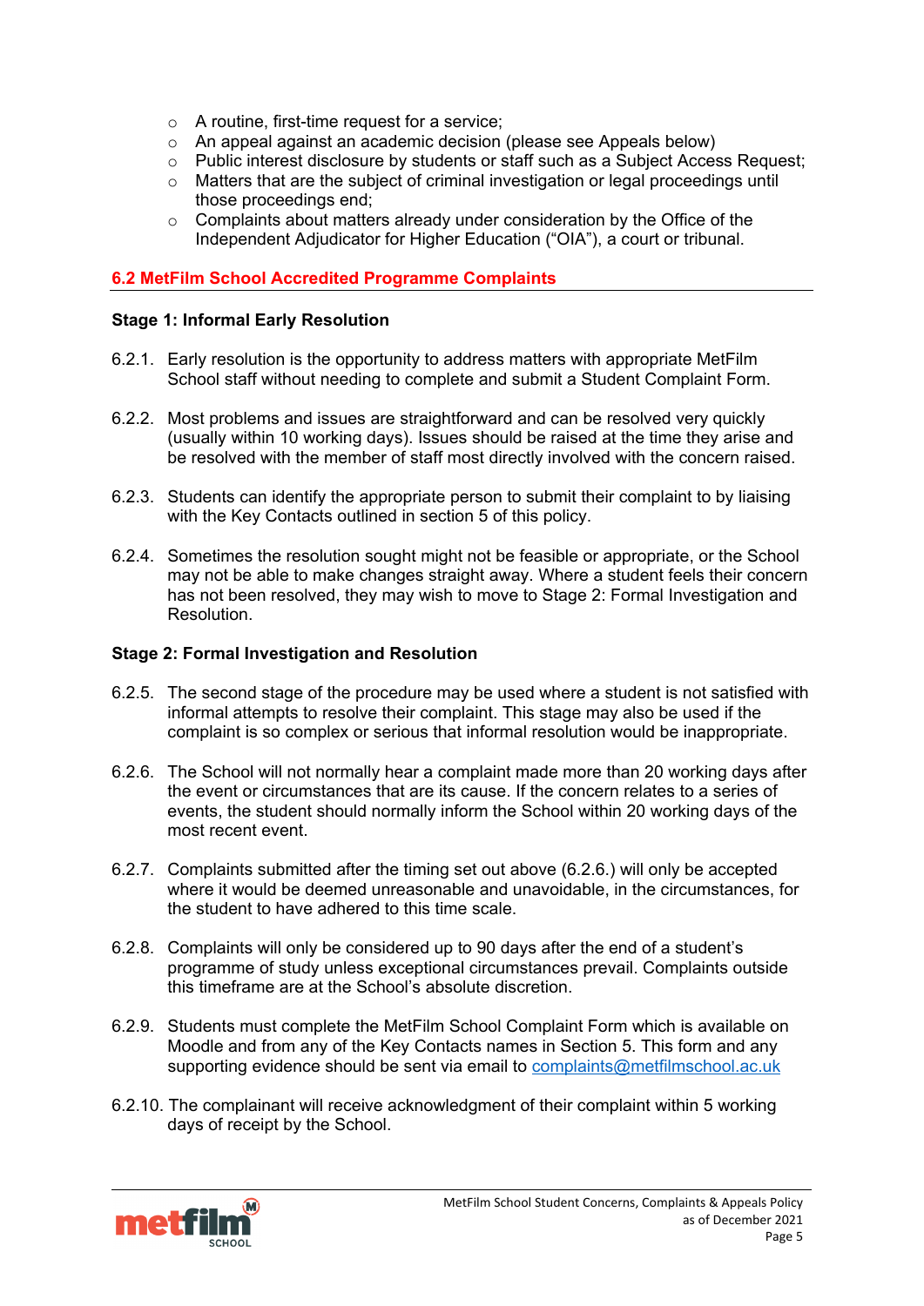- A routine, first-time request for a service;
- An appeal against an academic decision (please see Appeals below)
- Public interest disclosure by students or staff such as a Subject Access Request;
- Matters that are the subject of criminal investigation or legal proceedings until those proceedings end;
- Complaints about matters already under consideration by the Office of the Independent Adjudicator for Higher Education ("OIA"), a court or tribunal.

### 6.2 MetFilm School Accredited Programme Complaints

**Stage 1: Informal Early Resolution**

6.2.1. Early resolution is the opportunity to address matters with appropriate MetFilm School staff without needing to complete and submit a Student Complaint Form.

6.2.2. Most problems and issues are straightforward and can be resolved very quickly (usually within 10 working days). Issues should be raised at the time they arise and be resolved with the member of staff most directly involved with the concern raised.

6.2.3. Students can identify the appropriate person to submit their complaint to by liaising with the Key Contacts outlined in section 5 of this policy.

6.2.4. Sometimes the resolution sought might not be feasible or appropriate, or the School may not be able to make changes straight away. Where a student feels their concern has not been resolved, they may wish to move to Stage 2: Formal Investigation and Resolution.

**Stage 2: Formal Investigation and Resolution**

6.2.5. The second stage of the procedure may be used where a student is not satisfied with informal attempts to resolve their complaint. This stage may also be used if the complaint is so complex or serious that informal resolution would be inappropriate.

6.2.6. The School will not normally hear a complaint made more than 20 working days after the event or circumstances that are its cause. If the concern relates to a series of events, the student should normally inform the School within 20 working days of the most recent event.

6.2.7. Complaints submitted after the timing set out above (6.2.6.) will only be accepted where it would be deemed unreasonable and unavoidable, in the circumstances, for the student to have adhered to this time scale.

6.2.8. Complaints will only be considered up to 90 days after the end of a student's programme of study unless exceptional circumstances prevail. Complaints outside this timeframe are at the School's absolute discretion.

6.2.9. Students must complete the MetFilm School Complaint Form which is available on Moodle and from any of the Key Contacts names in Section 5. This form and any supporting evidence should be sent via email to complaints@metfilmschool.ac.uk

6.2.10. The complainant will receive acknowledgment of their complaint within 5 working days of receipt by the School.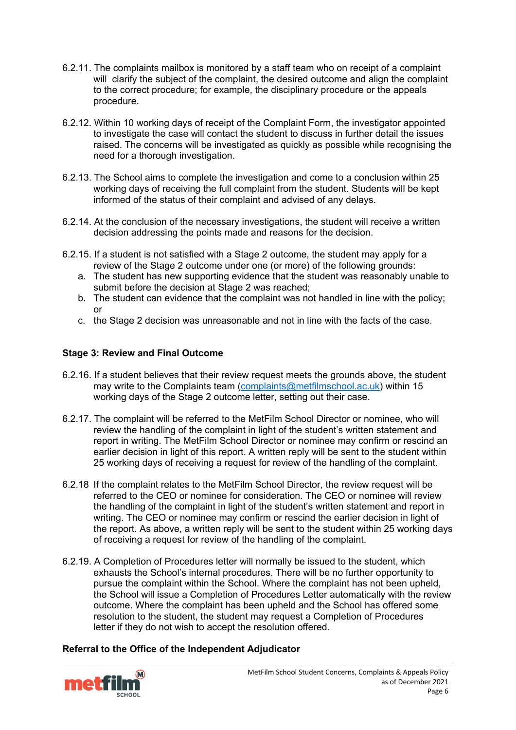6.2.11. The complaints mailbox is monitored by a staff team who on receipt of a complaint will clarify the subject of the complaint, the desired outcome and align the complaint to the correct procedure; for example, the disciplinary procedure or the appeals procedure.

6.2.12. Within 10 working days of receipt of the Complaint Form, the investigator appointed to investigate the case will contact the student to discuss in further detail the issues raised. The concerns will be investigated as quickly as possible while recognising the need for a thorough investigation.

6.2.13. The School aims to complete the investigation and come to a conclusion within 25 working days of receiving the full complaint from the student. Students will be kept informed of the status of their complaint and advised of any delays.

6.2.14. At the conclusion of the necessary investigations, the student will receive a written decision addressing the points made and reasons for the decision.

6.2.15. If a student is not satisfied with a Stage 2 outcome, the student may apply for a review of the Stage 2 outcome under one (or more) of the following grounds:

a. The student has new supporting evidence that the student was reasonably unable to submit before the decision at Stage 2 was reached;
b. The student can evidence that the complaint was not handled in line with the policy; or
c. the Stage 2 decision was unreasonable and not in line with the facts of the case.

**Stage 3: Review and Final Outcome**

6.2.16. If a student believes that their review request meets the grounds above, the student may write to the Complaints team (complaints@metfilmschool.ac.uk) within 15 working days of the Stage 2 outcome letter, setting out their case.

6.2.17. The complaint will be referred to the MetFilm School Director or nominee, who will review the handling of the complaint in light of the student's written statement and report in writing. The MetFilm School Director or nominee may confirm or rescind an earlier decision in light of this report. A written reply will be sent to the student within 25 working days of receiving a request for review of the handling of the complaint.

6.2.18 If the complaint relates to the MetFilm School Director, the review request will be referred to the CEO or nominee for consideration. The CEO or nominee will review the handling of the complaint in light of the student's written statement and report in writing. The CEO or nominee may confirm or rescind the earlier decision in light of the report. As above, a written reply will be sent to the student within 25 working days of receiving a request for review of the handling of the complaint.

6.2.19. A Completion of Procedures letter will normally be issued to the student, which exhausts the School's internal procedures. There will be no further opportunity to pursue the complaint within the School. Where the complaint has not been upheld, the School will issue a Completion of Procedures Letter automatically with the review outcome. Where the complaint has been upheld and the School has offered some resolution to the student, the student may request a Completion of Procedures letter if they do not wish to accept the resolution offered.

**Referral to the Office of the Independent Adjudicator**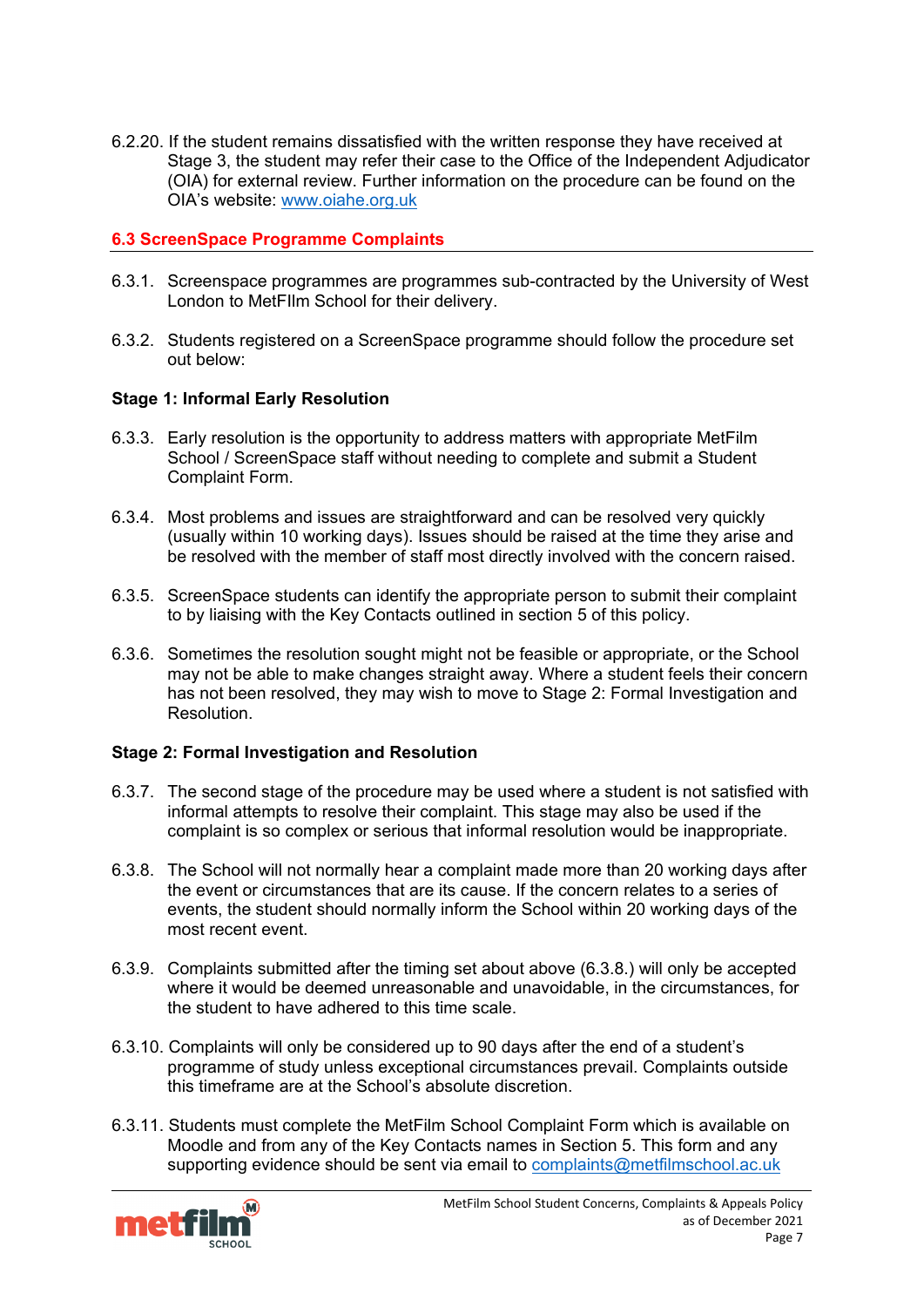6.2.20. If the student remains dissatisfied with the written response they have received at Stage 3, the student may refer their case to the Office of the Independent Adjudicator (OIA) for external review. Further information on the procedure can be found on the OIA's website: www.oiahe.org.uk

## 6.3 ScreenSpace Programme Complaints

6.3.1. Screenspace programmes are programmes sub-contracted by the University of West London to MetFIlm School for their delivery.

6.3.2. Students registered on a ScreenSpace programme should follow the procedure set out below:

**Stage 1: Informal Early Resolution**

6.3.3. Early resolution is the opportunity to address matters with appropriate MetFilm School / ScreenSpace staff without needing to complete and submit a Student Complaint Form.

6.3.4. Most problems and issues are straightforward and can be resolved very quickly (usually within 10 working days). Issues should be raised at the time they arise and be resolved with the member of staff most directly involved with the concern raised.

6.3.5. ScreenSpace students can identify the appropriate person to submit their complaint to by liaising with the Key Contacts outlined in section 5 of this policy.

6.3.6. Sometimes the resolution sought might not be feasible or appropriate, or the School may not be able to make changes straight away. Where a student feels their concern has not been resolved, they may wish to move to Stage 2: Formal Investigation and Resolution.

**Stage 2: Formal Investigation and Resolution**

6.3.7. The second stage of the procedure may be used where a student is not satisfied with informal attempts to resolve their complaint. This stage may also be used if the complaint is so complex or serious that informal resolution would be inappropriate.

6.3.8. The School will not normally hear a complaint made more than 20 working days after the event or circumstances that are its cause. If the concern relates to a series of events, the student should normally inform the School within 20 working days of the most recent event.

6.3.9. Complaints submitted after the timing set about above (6.3.8.) will only be accepted where it would be deemed unreasonable and unavoidable, in the circumstances, for the student to have adhered to this time scale.

6.3.10. Complaints will only be considered up to 90 days after the end of a student's programme of study unless exceptional circumstances prevail. Complaints outside this timeframe are at the School's absolute discretion.

6.3.11. Students must complete the MetFilm School Complaint Form which is available on Moodle and from any of the Key Contacts names in Section 5. This form and any supporting evidence should be sent via email to complaints@metfilmschool.ac.uk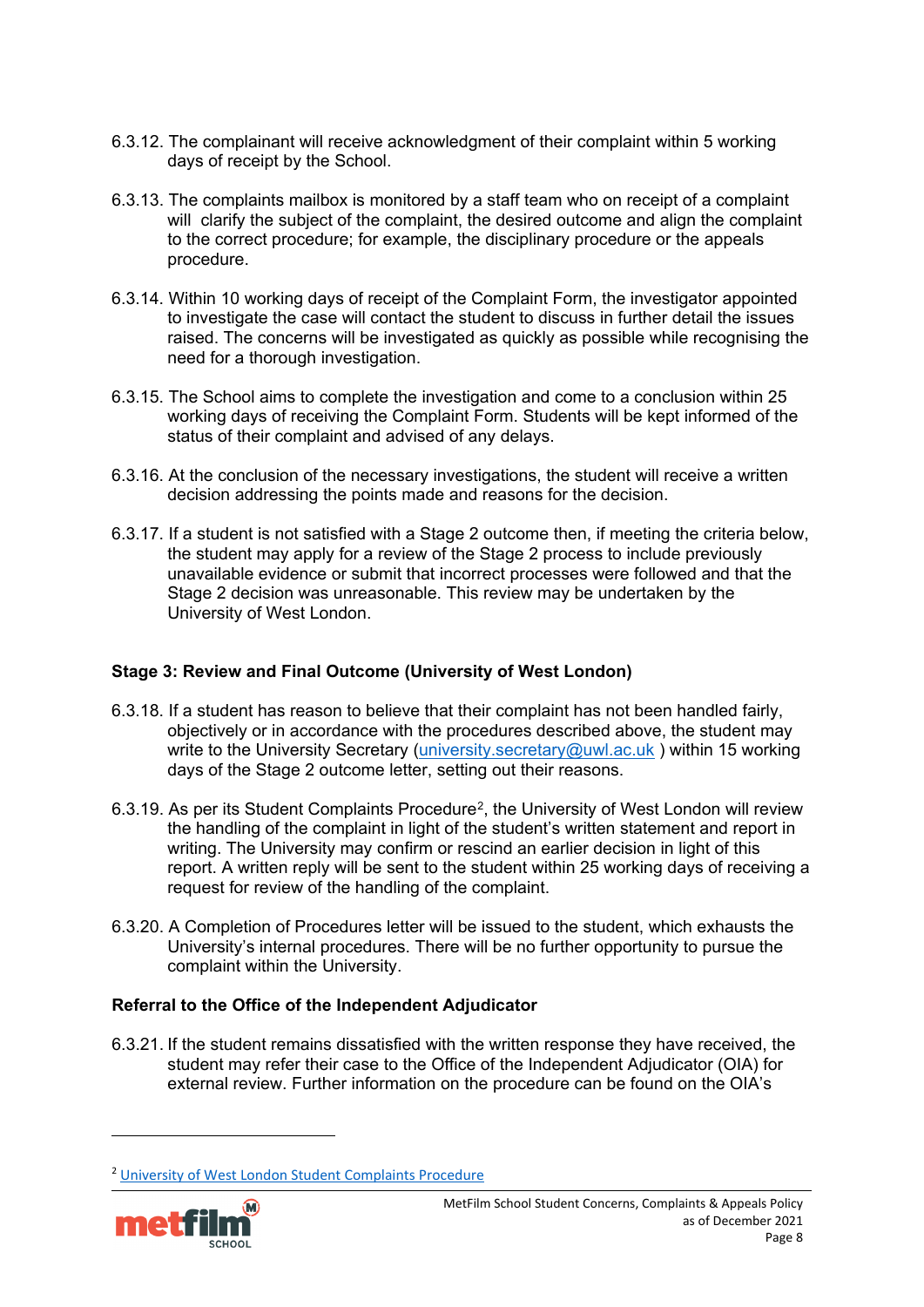6.3.12. The complainant will receive acknowledgment of their complaint within 5 working days of receipt by the School.

6.3.13. The complaints mailbox is monitored by a staff team who on receipt of a complaint will clarify the subject of the complaint, the desired outcome and align the complaint to the correct procedure; for example, the disciplinary procedure or the appeals procedure.

6.3.14. Within 10 working days of receipt of the Complaint Form, the investigator appointed to investigate the case will contact the student to discuss in further detail the issues raised. The concerns will be investigated as quickly as possible while recognising the need for a thorough investigation.

6.3.15. The School aims to complete the investigation and come to a conclusion within 25 working days of receiving the Complaint Form. Students will be kept informed of the status of their complaint and advised of any delays.

6.3.16. At the conclusion of the necessary investigations, the student will receive a written decision addressing the points made and reasons for the decision.

6.3.17. If a student is not satisfied with a Stage 2 outcome then, if meeting the criteria below, the student may apply for a review of the Stage 2 process to include previously unavailable evidence or submit that incorrect processes were followed and that the Stage 2 decision was unreasonable. This review may be undertaken by the University of West London.

**Stage 3: Review and Final Outcome (University of West London)**

6.3.18. If a student has reason to believe that their complaint has not been handled fairly, objectively or in accordance with the procedures described above, the student may write to the University Secretary (university.secretary@uwl.ac.uk ) within 15 working days of the Stage 2 outcome letter, setting out their reasons.

6.3.19. As per its Student Complaints Procedure[2], the University of West London will review the handling of the complaint in light of the student's written statement and report in writing. The University may confirm or rescind an earlier decision in light of this report. A written reply will be sent to the student within 25 working days of receiving a request for review of the handling of the complaint.

6.3.20. A Completion of Procedures letter will be issued to the student, which exhausts the University's internal procedures. There will be no further opportunity to pursue the complaint within the University.

**Referral to the Office of the Independent Adjudicator**

6.3.21. If the student remains dissatisfied with the written response they have received, the student may refer their case to the Office of the Independent Adjudicator (OIA) for external review. Further information on the procedure can be found on the OIA's

---

[2] University of West London Student Complaints Procedure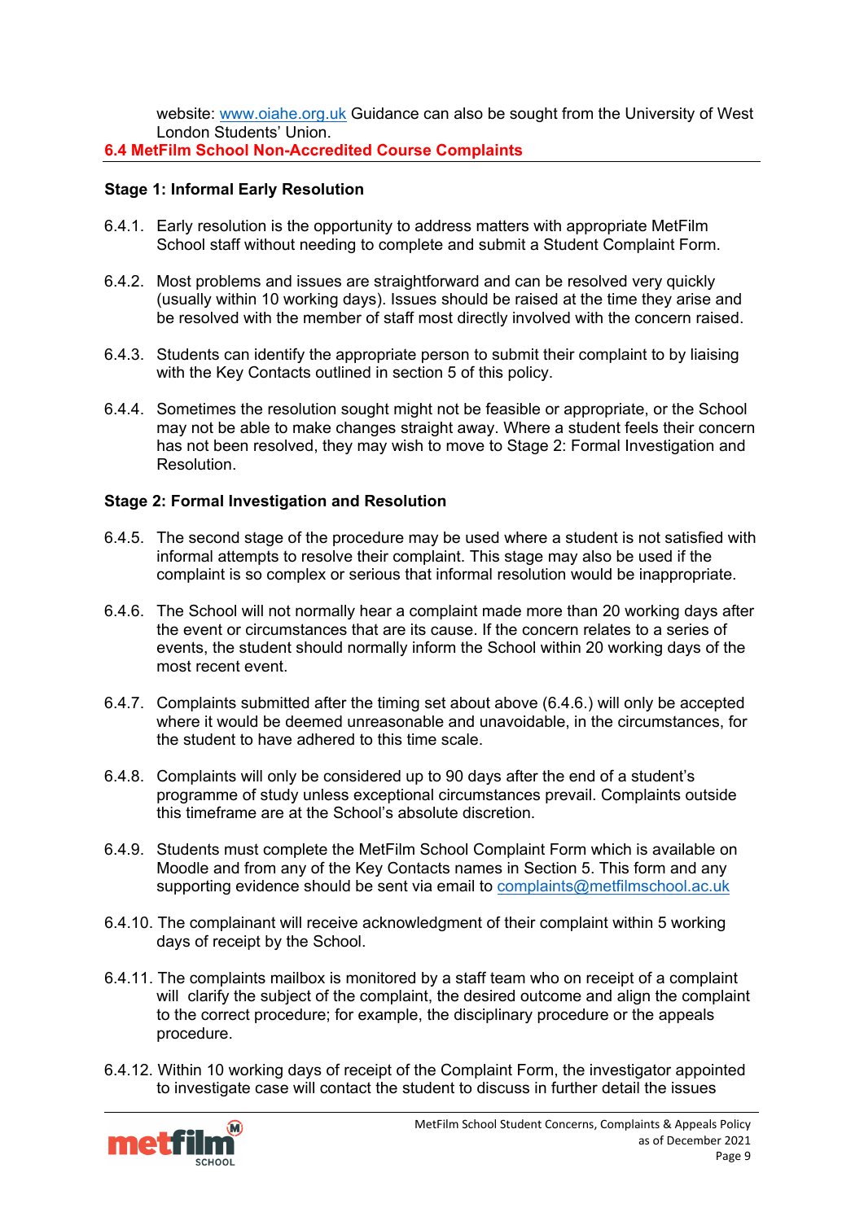website: www.oiahe.org.uk Guidance can also be sought from the University of West London Students' Union.

## 6.4 MetFilm School Non-Accredited Course Complaints

### Stage 1: Informal Early Resolution

6.4.1. Early resolution is the opportunity to address matters with appropriate MetFilm School staff without needing to complete and submit a Student Complaint Form.

6.4.2. Most problems and issues are straightforward and can be resolved very quickly (usually within 10 working days). Issues should be raised at the time they arise and be resolved with the member of staff most directly involved with the concern raised.

6.4.3. Students can identify the appropriate person to submit their complaint to by liaising with the Key Contacts outlined in section 5 of this policy.

6.4.4. Sometimes the resolution sought might not be feasible or appropriate, or the School may not be able to make changes straight away. Where a student feels their concern has not been resolved, they may wish to move to Stage 2: Formal Investigation and Resolution.

### Stage 2: Formal Investigation and Resolution

6.4.5. The second stage of the procedure may be used where a student is not satisfied with informal attempts to resolve their complaint. This stage may also be used if the complaint is so complex or serious that informal resolution would be inappropriate.

6.4.6. The School will not normally hear a complaint made more than 20 working days after the event or circumstances that are its cause. If the concern relates to a series of events, the student should normally inform the School within 20 working days of the most recent event.

6.4.7. Complaints submitted after the timing set about above (6.4.6.) will only be accepted where it would be deemed unreasonable and unavoidable, in the circumstances, for the student to have adhered to this time scale.

6.4.8. Complaints will only be considered up to 90 days after the end of a student's programme of study unless exceptional circumstances prevail. Complaints outside this timeframe are at the School's absolute discretion.

6.4.9. Students must complete the MetFilm School Complaint Form which is available on Moodle and from any of the Key Contacts names in Section 5. This form and any supporting evidence should be sent via email to complaints@metfilmschool.ac.uk

6.4.10. The complainant will receive acknowledgment of their complaint within 5 working days of receipt by the School.

6.4.11. The complaints mailbox is monitored by a staff team who on receipt of a complaint will clarify the subject of the complaint, the desired outcome and align the complaint to the correct procedure; for example, the disciplinary procedure or the appeals procedure.

6.4.12. Within 10 working days of receipt of the Complaint Form, the investigator appointed to investigate case will contact the student to discuss in further detail the issues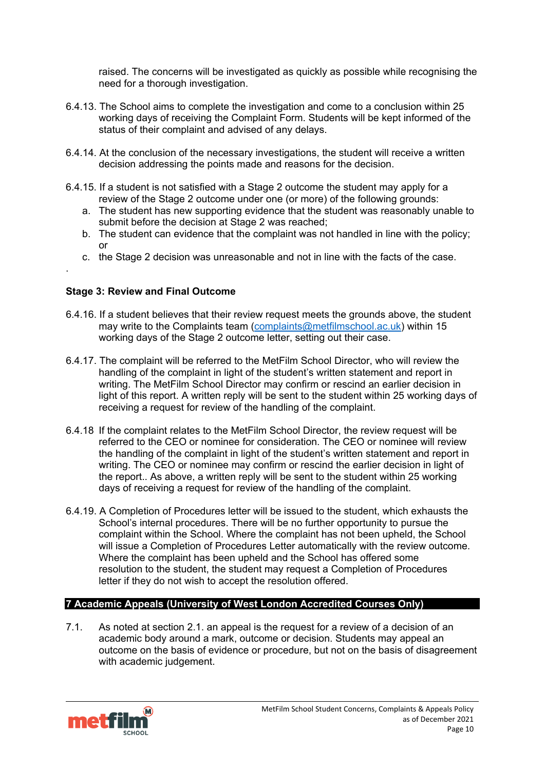raised. The concerns will be investigated as quickly as possible while recognising the need for a thorough investigation.

6.4.13. The School aims to complete the investigation and come to a conclusion within 25 working days of receiving the Complaint Form. Students will be kept informed of the status of their complaint and advised of any delays.

6.4.14. At the conclusion of the necessary investigations, the student will receive a written decision addressing the points made and reasons for the decision.

6.4.15. If a student is not satisfied with a Stage 2 outcome the student may apply for a review of the Stage 2 outcome under one (or more) of the following grounds:

a. The student has new supporting evidence that the student was reasonably unable to submit before the decision at Stage 2 was reached;
b. The student can evidence that the complaint was not handled in line with the policy; or
c. the Stage 2 decision was unreasonable and not in line with the facts of the case.

.

**Stage 3: Review and Final Outcome**

6.4.16. If a student believes that their review request meets the grounds above, the student may write to the Complaints team (complaints@metfilmschool.ac.uk) within 15 working days of the Stage 2 outcome letter, setting out their case.

6.4.17. The complaint will be referred to the MetFilm School Director, who will review the handling of the complaint in light of the student's written statement and report in writing. The MetFilm School Director may confirm or rescind an earlier decision in light of this report. A written reply will be sent to the student within 25 working days of receiving a request for review of the handling of the complaint.

6.4.18 If the complaint relates to the MetFilm School Director, the review request will be referred to the CEO or nominee for consideration. The CEO or nominee will review the handling of the complaint in light of the student's written statement and report in writing. The CEO or nominee may confirm or rescind the earlier decision in light of the report.. As above, a written reply will be sent to the student within 25 working days of receiving a request for review of the handling of the complaint.

6.4.19. A Completion of Procedures letter will be issued to the student, which exhausts the School's internal procedures. There will be no further opportunity to pursue the complaint within the School. Where the complaint has not been upheld, the School will issue a Completion of Procedures Letter automatically with the review outcome. Where the complaint has been upheld and the School has offered some resolution to the student, the student may request a Completion of Procedures letter if they do not wish to accept the resolution offered.

## 7 Academic Appeals (University of West London Accredited Courses Only)

7.1. As noted at section 2.1. an appeal is the request for a review of a decision of an academic body around a mark, outcome or decision. Students may appeal an outcome on the basis of evidence or procedure, but not on the basis of disagreement with academic judgement.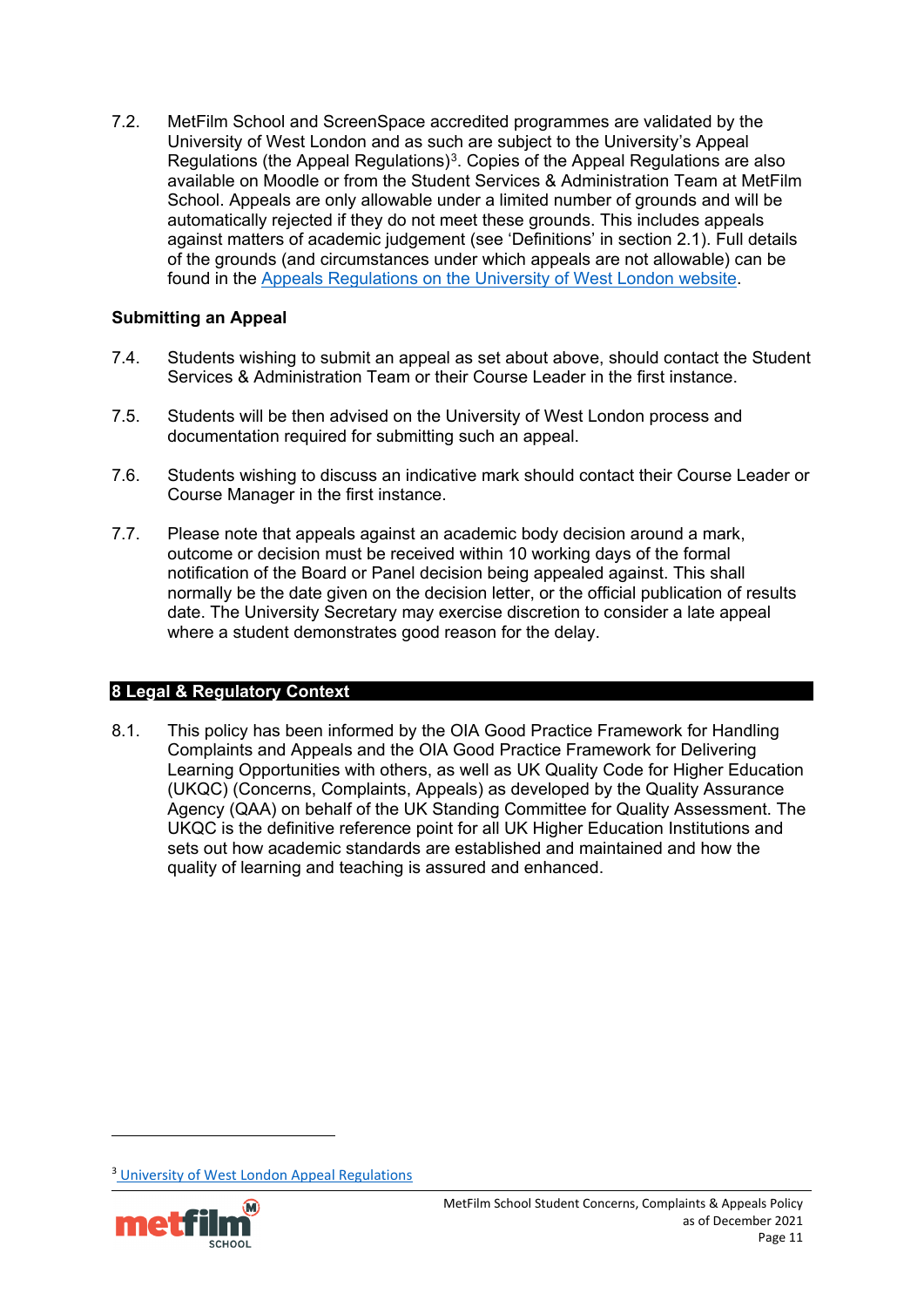7.2. MetFilm School and ScreenSpace accredited programmes are validated by the University of West London and as such are subject to the University's Appeal Regulations (the Appeal Regulations)[3]. Copies of the Appeal Regulations are also available on Moodle or from the Student Services & Administration Team at MetFilm School. Appeals are only allowable under a limited number of grounds and will be automatically rejected if they do not meet these grounds. This includes appeals against matters of academic judgement (see 'Definitions' in section 2.1). Full details of the grounds (and circumstances under which appeals are not allowable) can be found in the Appeals Regulations on the University of West London website.

**Submitting an Appeal**

7.4. Students wishing to submit an appeal as set about above, should contact the Student Services & Administration Team or their Course Leader in the first instance.

7.5. Students will be then advised on the University of West London process and documentation required for submitting such an appeal.

7.6. Students wishing to discuss an indicative mark should contact their Course Leader or Course Manager in the first instance.

7.7. Please note that appeals against an academic body decision around a mark, outcome or decision must be received within 10 working days of the formal notification of the Board or Panel decision being appealed against. This shall normally be the date given on the decision letter, or the official publication of results date. The University Secretary may exercise discretion to consider a late appeal where a student demonstrates good reason for the delay.

## 8 Legal & Regulatory Context

8.1. This policy has been informed by the OIA Good Practice Framework for Handling Complaints and Appeals and the OIA Good Practice Framework for Delivering Learning Opportunities with others, as well as UK Quality Code for Higher Education (UKQC) (Concerns, Complaints, Appeals) as developed by the Quality Assurance Agency (QAA) on behalf of the UK Standing Committee for Quality Assessment. The UKQC is the definitive reference point for all UK Higher Education Institutions and sets out how academic standards are established and maintained and how the quality of learning and teaching is assured and enhanced.

[3] University of West London Appeal Regulations